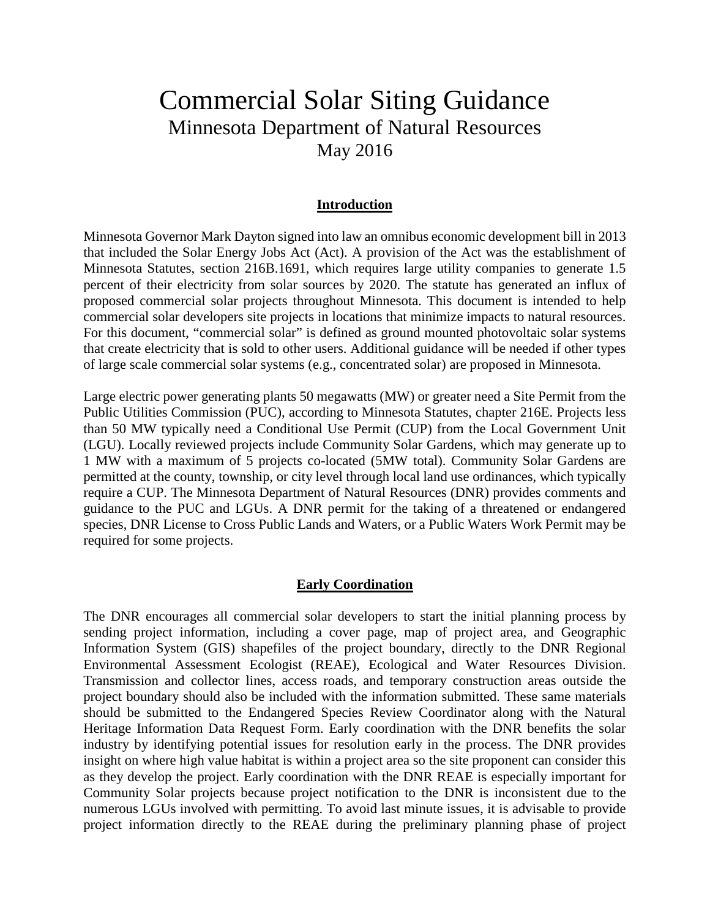# Commercial Solar Siting Guidance

## Minnesota Department of Natural Resources

## May 2016

### Introduction

Minnesota Governor Mark Dayton signed into law an omnibus economic development bill in 2013 that included the Solar Energy Jobs Act (Act). A provision of the Act was the establishment of Minnesota Statutes, section 216B.1691, which requires large utility companies to generate 1.5 percent of their electricity from solar sources by 2020. The statute has generated an influx of proposed commercial solar projects throughout Minnesota. This document is intended to help commercial solar developers site projects in locations that minimize impacts to natural resources. For this document, "commercial solar" is defined as ground mounted photovoltaic solar systems that create electricity that is sold to other users. Additional guidance will be needed if other types of large scale commercial solar systems (e.g., concentrated solar) are proposed in Minnesota.

Large electric power generating plants 50 megawatts (MW) or greater need a Site Permit from the Public Utilities Commission (PUC), according to Minnesota Statutes, chapter 216E. Projects less than 50 MW typically need a Conditional Use Permit (CUP) from the Local Government Unit (LGU). Locally reviewed projects include Community Solar Gardens, which may generate up to 1 MW with a maximum of 5 projects co-located (5MW total). Community Solar Gardens are permitted at the county, township, or city level through local land use ordinances, which typically require a CUP. The Minnesota Department of Natural Resources (DNR) provides comments and guidance to the PUC and LGUs. A DNR permit for the taking of a threatened or endangered species, DNR License to Cross Public Lands and Waters, or a Public Waters Work Permit may be required for some projects.

### Early Coordination

The DNR encourages all commercial solar developers to start the initial planning process by sending project information, including a cover page, map of project area, and Geographic Information System (GIS) shapefiles of the project boundary, directly to the DNR Regional Environmental Assessment Ecologist (REAE), Ecological and Water Resources Division. Transmission and collector lines, access roads, and temporary construction areas outside the project boundary should also be included with the information submitted. These same materials should be submitted to the Endangered Species Review Coordinator along with the Natural Heritage Information Data Request Form. Early coordination with the DNR benefits the solar industry by identifying potential issues for resolution early in the process. The DNR provides insight on where high value habitat is within a project area so the site proponent can consider this as they develop the project. Early coordination with the DNR REAE is especially important for Community Solar projects because project notification to the DNR is inconsistent due to the numerous LGUs involved with permitting. To avoid last minute issues, it is advisable to provide project information directly to the REAE during the preliminary planning phase of project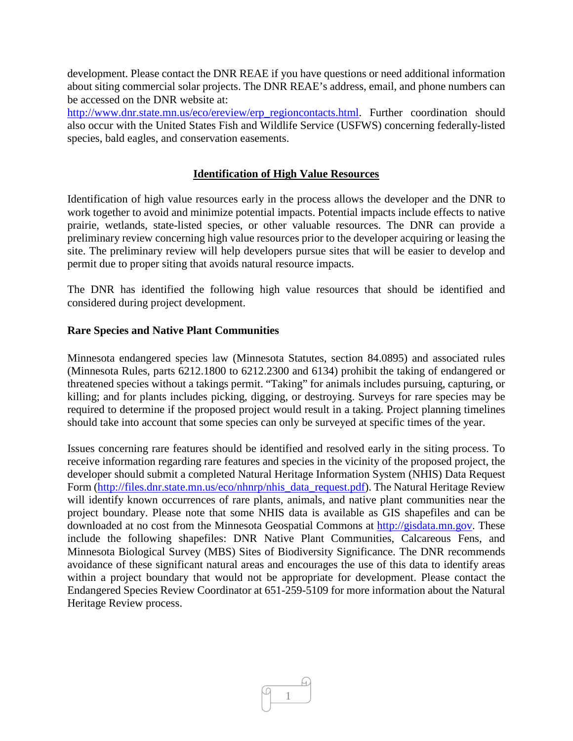development. Please contact the DNR REAE if you have questions or need additional information about siting commercial solar projects. The DNR REAE's address, email, and phone numbers can be accessed on the DNR website at: [http://www.dnr.state.mn.us/eco/ereview/erp_regioncontacts.html](http://www.dnr.state.mn.us/eco/ereview/erp_regioncontacts.html). Further coordination should also occur with the United States Fish and Wildlife Service (USFWS) concerning federally-listed species, bald eagles, and conservation easements.

## Identification of High Value Resources

Identification of high value resources early in the process allows the developer and the DNR to work together to avoid and minimize potential impacts. Potential impacts include effects to native prairie, wetlands, state-listed species, or other valuable resources. The DNR can provide a preliminary review concerning high value resources prior to the developer acquiring or leasing the site. The preliminary review will help developers pursue sites that will be easier to develop and permit due to proper siting that avoids natural resource impacts.

The DNR has identified the following high value resources that should be identified and considered during project development.

### Rare Species and Native Plant Communities

Minnesota endangered species law (Minnesota Statutes, section 84.0895) and associated rules (Minnesota Rules, parts 6212.1800 to 6212.2300 and 6134) prohibit the taking of endangered or threatened species without a takings permit. "Taking" for animals includes pursuing, capturing, or killing; and for plants includes picking, digging, or destroying. Surveys for rare species may be required to determine if the proposed project would result in a taking. Project planning timelines should take into account that some species can only be surveyed at specific times of the year.

Issues concerning rare features should be identified and resolved early in the siting process. To receive information regarding rare features and species in the vicinity of the proposed project, the developer should submit a completed Natural Heritage Information System (NHIS) Data Request Form ([http://files.dnr.state.mn.us/eco/nhnrp/nhis_data_request.pdf](http://files.dnr.state.mn.us/eco/nhnrp/nhis_data_request.pdf)). The Natural Heritage Review will identify known occurrences of rare plants, animals, and native plant communities near the project boundary. Please note that some NHIS data is available as GIS shapefiles and can be downloaded at no cost from the Minnesota Geospatial Commons at [http://gisdata.mn.gov](http://gisdata.mn.gov). These include the following shapefiles: DNR Native Plant Communities, Calcareous Fens, and Minnesota Biological Survey (MBS) Sites of Biodiversity Significance. The DNR recommends avoidance of these significant natural areas and encourages the use of this data to identify areas within a project boundary that would not be appropriate for development. Please contact the Endangered Species Review Coordinator at 651-259-5109 for more information about the Natural Heritage Review process.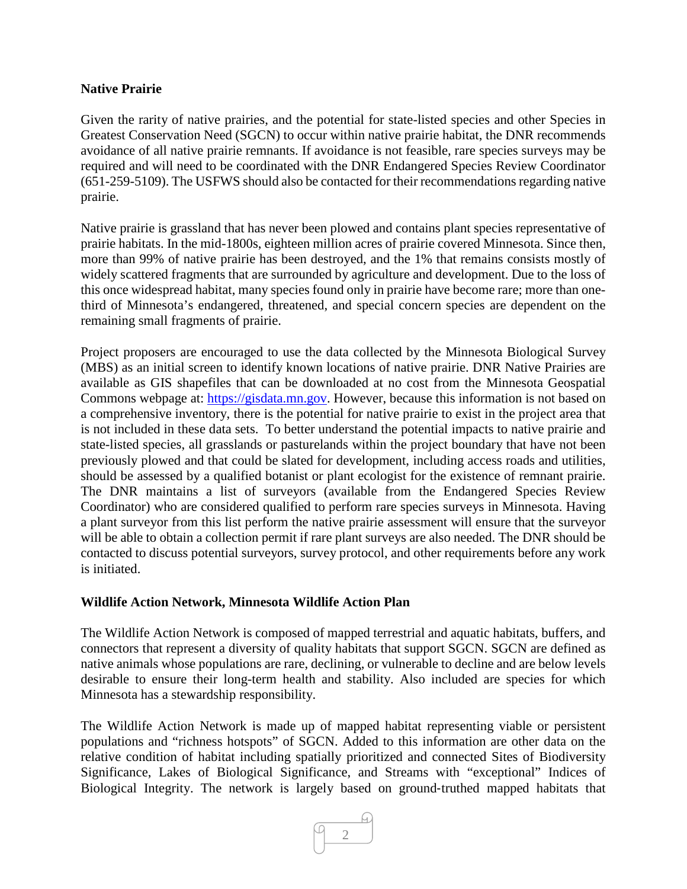**Native Prairie**

Given the rarity of native prairies, and the potential for state-listed species and other Species in Greatest Conservation Need (SGCN) to occur within native prairie habitat, the DNR recommends avoidance of all native prairie remnants. If avoidance is not feasible, rare species surveys may be required and will need to be coordinated with the DNR Endangered Species Review Coordinator (651-259-5109). The USFWS should also be contacted for their recommendations regarding native prairie.

Native prairie is grassland that has never been plowed and contains plant species representative of prairie habitats. In the mid-1800s, eighteen million acres of prairie covered Minnesota. Since then, more than 99% of native prairie has been destroyed, and the 1% that remains consists mostly of widely scattered fragments that are surrounded by agriculture and development. Due to the loss of this once widespread habitat, many species found only in prairie have become rare; more than one-third of Minnesota's endangered, threatened, and special concern species are dependent on the remaining small fragments of prairie.

Project proposers are encouraged to use the data collected by the Minnesota Biological Survey (MBS) as an initial screen to identify known locations of native prairie. DNR Native Prairies are available as GIS shapefiles that can be downloaded at no cost from the Minnesota Geospatial Commons webpage at: [https://gisdata.mn.gov](https://gisdata.mn.gov). However, because this information is not based on a comprehensive inventory, there is the potential for native prairie to exist in the project area that is not included in these data sets. To better understand the potential impacts to native prairie and state-listed species, all grasslands or pasturelands within the project boundary that have not been previously plowed and that could be slated for development, including access roads and utilities, should be assessed by a qualified botanist or plant ecologist for the existence of remnant prairie. The DNR maintains a list of surveyors (available from the Endangered Species Review Coordinator) who are considered qualified to perform rare species surveys in Minnesota. Having a plant surveyor from this list perform the native prairie assessment will ensure that the surveyor will be able to obtain a collection permit if rare plant surveys are also needed. The DNR should be contacted to discuss potential surveyors, survey protocol, and other requirements before any work is initiated.

**Wildlife Action Network, Minnesota Wildlife Action Plan**

The Wildlife Action Network is composed of mapped terrestrial and aquatic habitats, buffers, and connectors that represent a diversity of quality habitats that support SGCN. SGCN are defined as native animals whose populations are rare, declining, or vulnerable to decline and are below levels desirable to ensure their long-term health and stability. Also included are species for which Minnesota has a stewardship responsibility.

The Wildlife Action Network is made up of mapped habitat representing viable or persistent populations and "richness hotspots" of SGCN. Added to this information are other data on the relative condition of habitat including spatially prioritized and connected Sites of Biodiversity Significance, Lakes of Biological Significance, and Streams with "exceptional" Indices of Biological Integrity. The network is largely based on ground-truthed mapped habitats that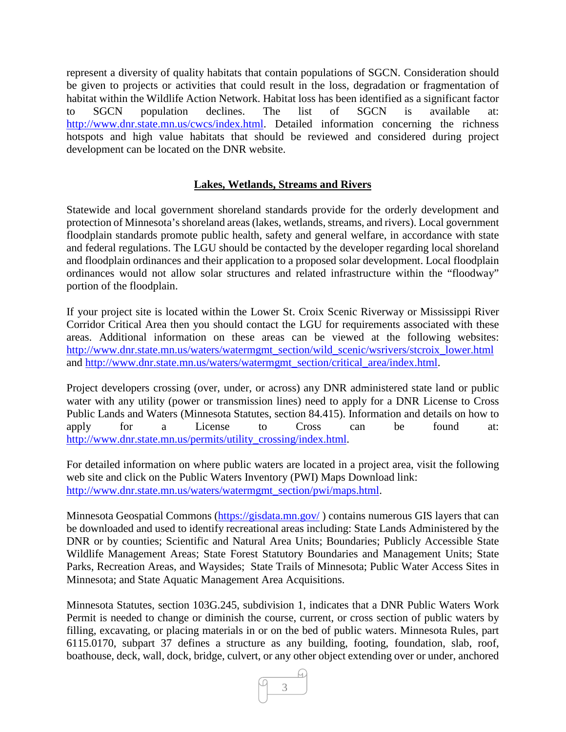represent a diversity of quality habitats that contain populations of SGCN. Consideration should be given to projects or activities that could result in the loss, degradation or fragmentation of habitat within the Wildlife Action Network. Habitat loss has been identified as a significant factor to SGCN population declines. The list of SGCN is available at: http://www.dnr.state.mn.us/cwcs/index.html. Detailed information concerning the richness hotspots and high value habitats that should be reviewed and considered during project development can be located on the DNR website.

## Lakes, Wetlands, Streams and Rivers

Statewide and local government shoreland standards provide for the orderly development and protection of Minnesota's shoreland areas (lakes, wetlands, streams, and rivers). Local government floodplain standards promote public health, safety and general welfare, in accordance with state and federal regulations. The LGU should be contacted by the developer regarding local shoreland and floodplain ordinances and their application to a proposed solar development. Local floodplain ordinances would not allow solar structures and related infrastructure within the "floodway" portion of the floodplain.

If your project site is located within the Lower St. Croix Scenic Riverway or Mississippi River Corridor Critical Area then you should contact the LGU for requirements associated with these areas. Additional information on these areas can be viewed at the following websites: http://www.dnr.state.mn.us/waters/watermgmt_section/wild_scenic/wsrivers/stcroix_lower.html and http://www.dnr.state.mn.us/waters/watermgmt_section/critical_area/index.html.

Project developers crossing (over, under, or across) any DNR administered state land or public water with any utility (power or transmission lines) need to apply for a DNR License to Cross Public Lands and Waters (Minnesota Statutes, section 84.415). Information and details on how to apply for a License to Cross can be found at: http://www.dnr.state.mn.us/permits/utility_crossing/index.html.

For detailed information on where public waters are located in a project area, visit the following web site and click on the Public Waters Inventory (PWI) Maps Download link: http://www.dnr.state.mn.us/waters/watermgmt_section/pwi/maps.html.

Minnesota Geospatial Commons (https://gisdata.mn.gov/ ) contains numerous GIS layers that can be downloaded and used to identify recreational areas including: State Lands Administered by the DNR or by counties; Scientific and Natural Area Units; Boundaries; Publicly Accessible State Wildlife Management Areas; State Forest Statutory Boundaries and Management Units; State Parks, Recreation Areas, and Waysides; State Trails of Minnesota; Public Water Access Sites in Minnesota; and State Aquatic Management Area Acquisitions.

Minnesota Statutes, section 103G.245, subdivision 1, indicates that a DNR Public Waters Work Permit is needed to change or diminish the course, current, or cross section of public waters by filling, excavating, or placing materials in or on the bed of public waters. Minnesota Rules, part 6115.0170, subpart 37 defines a structure as any building, footing, foundation, slab, roof, boathouse, deck, wall, dock, bridge, culvert, or any other object extending over or under, anchored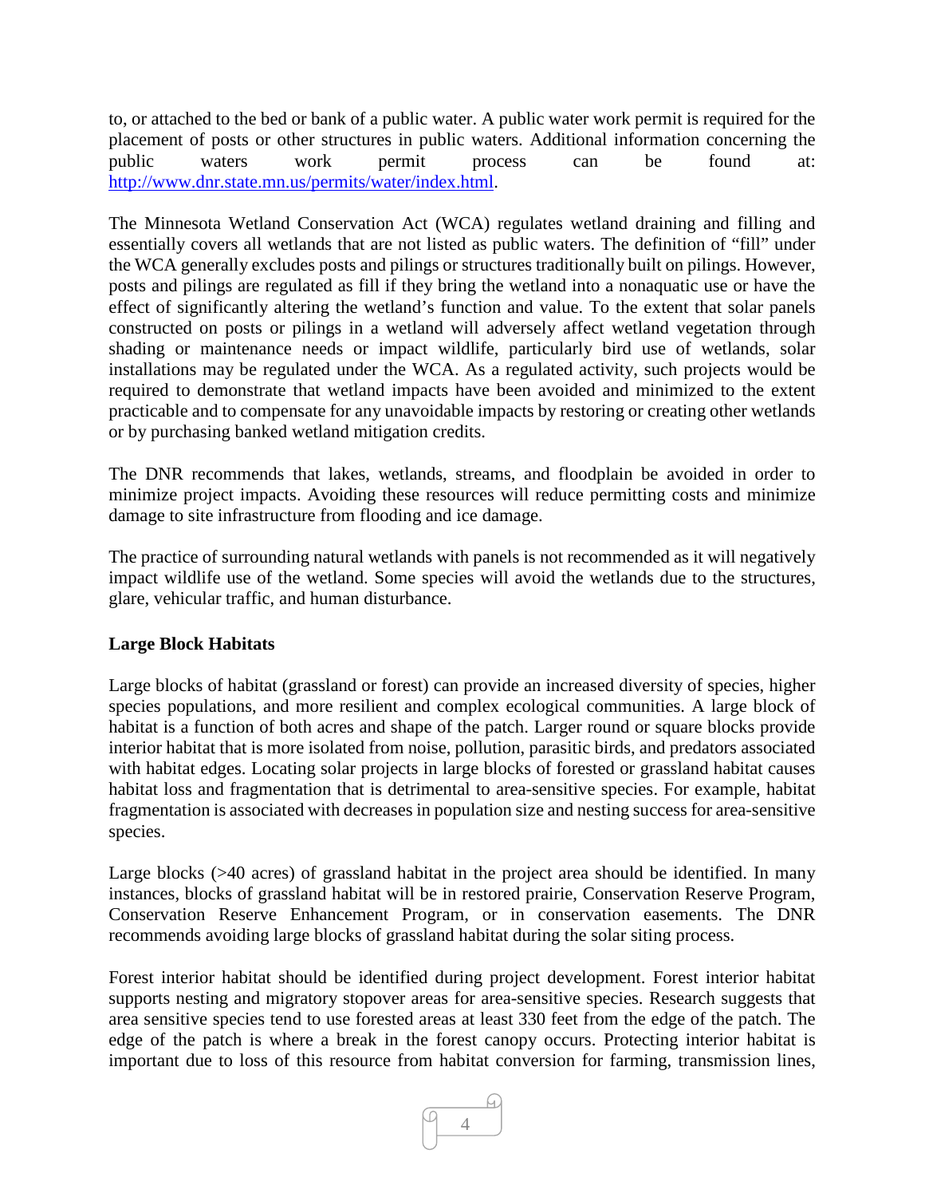to, or attached to the bed or bank of a public water. A public water work permit is required for the placement of posts or other structures in public waters. Additional information concerning the public waters work permit process can be found at: [http://www.dnr.state.mn.us/permits/water/index.html](http://www.dnr.state.mn.us/permits/water/index.html).

The Minnesota Wetland Conservation Act (WCA) regulates wetland draining and filling and essentially covers all wetlands that are not listed as public waters. The definition of "fill" under the WCA generally excludes posts and pilings or structures traditionally built on pilings. However, posts and pilings are regulated as fill if they bring the wetland into a nonaquatic use or have the effect of significantly altering the wetland's function and value. To the extent that solar panels constructed on posts or pilings in a wetland will adversely affect wetland vegetation through shading or maintenance needs or impact wildlife, particularly bird use of wetlands, solar installations may be regulated under the WCA. As a regulated activity, such projects would be required to demonstrate that wetland impacts have been avoided and minimized to the extent practicable and to compensate for any unavoidable impacts by restoring or creating other wetlands or by purchasing banked wetland mitigation credits.

The DNR recommends that lakes, wetlands, streams, and floodplain be avoided in order to minimize project impacts. Avoiding these resources will reduce permitting costs and minimize damage to site infrastructure from flooding and ice damage.

The practice of surrounding natural wetlands with panels is not recommended as it will negatively impact wildlife use of the wetland. Some species will avoid the wetlands due to the structures, glare, vehicular traffic, and human disturbance.

**Large Block Habitats**

Large blocks of habitat (grassland or forest) can provide an increased diversity of species, higher species populations, and more resilient and complex ecological communities. A large block of habitat is a function of both acres and shape of the patch. Larger round or square blocks provide interior habitat that is more isolated from noise, pollution, parasitic birds, and predators associated with habitat edges. Locating solar projects in large blocks of forested or grassland habitat causes habitat loss and fragmentation that is detrimental to area-sensitive species. For example, habitat fragmentation is associated with decreases in population size and nesting success for area-sensitive species.

Large blocks (>40 acres) of grassland habitat in the project area should be identified. In many instances, blocks of grassland habitat will be in restored prairie, Conservation Reserve Program, Conservation Reserve Enhancement Program, or in conservation easements. The DNR recommends avoiding large blocks of grassland habitat during the solar siting process.

Forest interior habitat should be identified during project development. Forest interior habitat supports nesting and migratory stopover areas for area-sensitive species. Research suggests that area sensitive species tend to use forested areas at least 330 feet from the edge of the patch. The edge of the patch is where a break in the forest canopy occurs. Protecting interior habitat is important due to loss of this resource from habitat conversion for farming, transmission lines,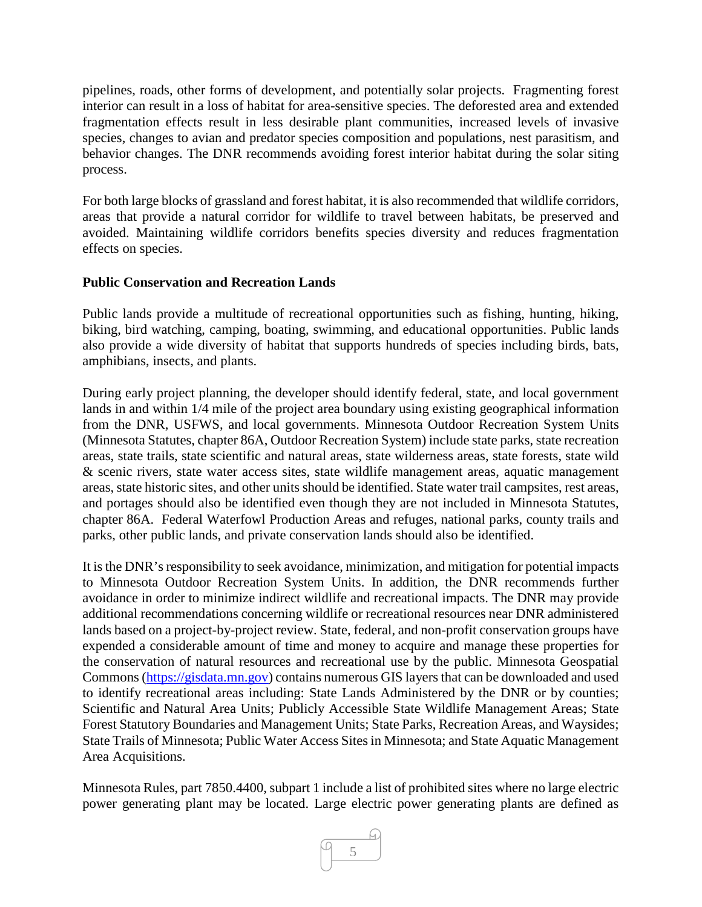pipelines, roads, other forms of development, and potentially solar projects. Fragmenting forest interior can result in a loss of habitat for area-sensitive species. The deforested area and extended fragmentation effects result in less desirable plant communities, increased levels of invasive species, changes to avian and predator species composition and populations, nest parasitism, and behavior changes. The DNR recommends avoiding forest interior habitat during the solar siting process.

For both large blocks of grassland and forest habitat, it is also recommended that wildlife corridors, areas that provide a natural corridor for wildlife to travel between habitats, be preserved and avoided. Maintaining wildlife corridors benefits species diversity and reduces fragmentation effects on species.

**Public Conservation and Recreation Lands**

Public lands provide a multitude of recreational opportunities such as fishing, hunting, hiking, biking, bird watching, camping, boating, swimming, and educational opportunities. Public lands also provide a wide diversity of habitat that supports hundreds of species including birds, bats, amphibians, insects, and plants.

During early project planning, the developer should identify federal, state, and local government lands in and within 1/4 mile of the project area boundary using existing geographical information from the DNR, USFWS, and local governments. Minnesota Outdoor Recreation System Units (Minnesota Statutes, chapter 86A, Outdoor Recreation System) include state parks, state recreation areas, state trails, state scientific and natural areas, state wilderness areas, state forests, state wild & scenic rivers, state water access sites, state wildlife management areas, aquatic management areas, state historic sites, and other units should be identified. State water trail campsites, rest areas, and portages should also be identified even though they are not included in Minnesota Statutes, chapter 86A. Federal Waterfowl Production Areas and refuges, national parks, county trails and parks, other public lands, and private conservation lands should also be identified.

It is the DNR's responsibility to seek avoidance, minimization, and mitigation for potential impacts to Minnesota Outdoor Recreation System Units. In addition, the DNR recommends further avoidance in order to minimize indirect wildlife and recreational impacts. The DNR may provide additional recommendations concerning wildlife or recreational resources near DNR administered lands based on a project-by-project review. State, federal, and non-profit conservation groups have expended a considerable amount of time and money to acquire and manage these properties for the conservation of natural resources and recreational use by the public. Minnesota Geospatial Commons ([https://gisdata.mn.gov](https://gisdata.mn.gov)) contains numerous GIS layers that can be downloaded and used to identify recreational areas including: State Lands Administered by the DNR or by counties; Scientific and Natural Area Units; Publicly Accessible State Wildlife Management Areas; State Forest Statutory Boundaries and Management Units; State Parks, Recreation Areas, and Waysides; State Trails of Minnesota; Public Water Access Sites in Minnesota; and State Aquatic Management Area Acquisitions.

Minnesota Rules, part 7850.4400, subpart 1 include a list of prohibited sites where no large electric power generating plant may be located. Large electric power generating plants are defined as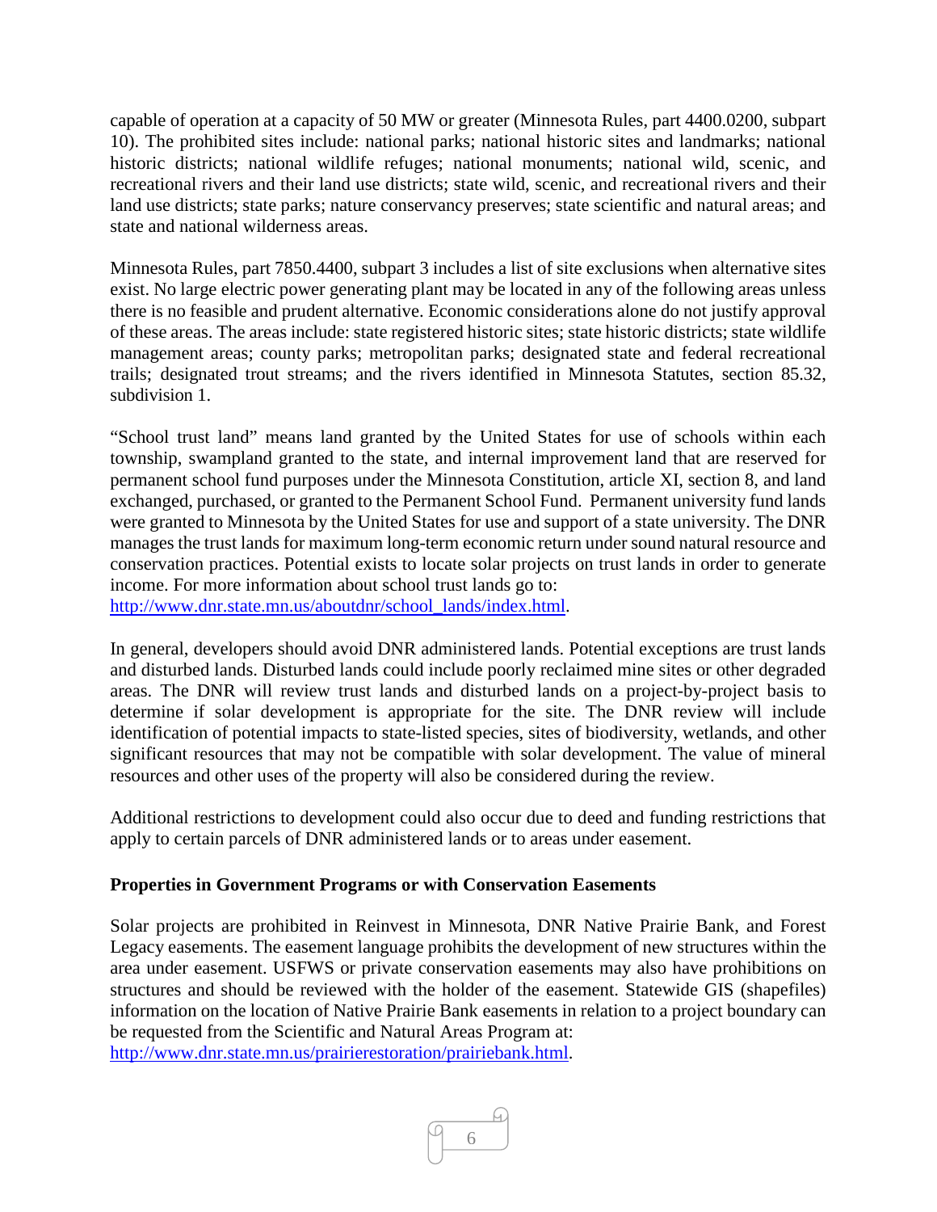capable of operation at a capacity of 50 MW or greater (Minnesota Rules, part 4400.0200, subpart 10). The prohibited sites include: national parks; national historic sites and landmarks; national historic districts; national wildlife refuges; national monuments; national wild, scenic, and recreational rivers and their land use districts; state wild, scenic, and recreational rivers and their land use districts; state parks; nature conservancy preserves; state scientific and natural areas; and state and national wilderness areas.

Minnesota Rules, part 7850.4400, subpart 3 includes a list of site exclusions when alternative sites exist. No large electric power generating plant may be located in any of the following areas unless there is no feasible and prudent alternative. Economic considerations alone do not justify approval of these areas. The areas include: state registered historic sites; state historic districts; state wildlife management areas; county parks; metropolitan parks; designated state and federal recreational trails; designated trout streams; and the rivers identified in Minnesota Statutes, section 85.32, subdivision 1.

"School trust land" means land granted by the United States for use of schools within each township, swampland granted to the state, and internal improvement land that are reserved for permanent school fund purposes under the Minnesota Constitution, article XI, section 8, and land exchanged, purchased, or granted to the Permanent School Fund. Permanent university fund lands were granted to Minnesota by the United States for use and support of a state university. The DNR manages the trust lands for maximum long-term economic return under sound natural resource and conservation practices. Potential exists to locate solar projects on trust lands in order to generate income. For more information about school trust lands go to:
http://www.dnr.state.mn.us/aboutdnr/school_lands/index.html.

In general, developers should avoid DNR administered lands. Potential exceptions are trust lands and disturbed lands. Disturbed lands could include poorly reclaimed mine sites or other degraded areas. The DNR will review trust lands and disturbed lands on a project-by-project basis to determine if solar development is appropriate for the site. The DNR review will include identification of potential impacts to state-listed species, sites of biodiversity, wetlands, and other significant resources that may not be compatible with solar development. The value of mineral resources and other uses of the property will also be considered during the review.

Additional restrictions to development could also occur due to deed and funding restrictions that apply to certain parcels of DNR administered lands or to areas under easement.

**Properties in Government Programs or with Conservation Easements**

Solar projects are prohibited in Reinvest in Minnesota, DNR Native Prairie Bank, and Forest Legacy easements. The easement language prohibits the development of new structures within the area under easement. USFWS or private conservation easements may also have prohibitions on structures and should be reviewed with the holder of the easement. Statewide GIS (shapefiles) information on the location of Native Prairie Bank easements in relation to a project boundary can be requested from the Scientific and Natural Areas Program at:
http://www.dnr.state.mn.us/prairierestoration/prairiebank.html.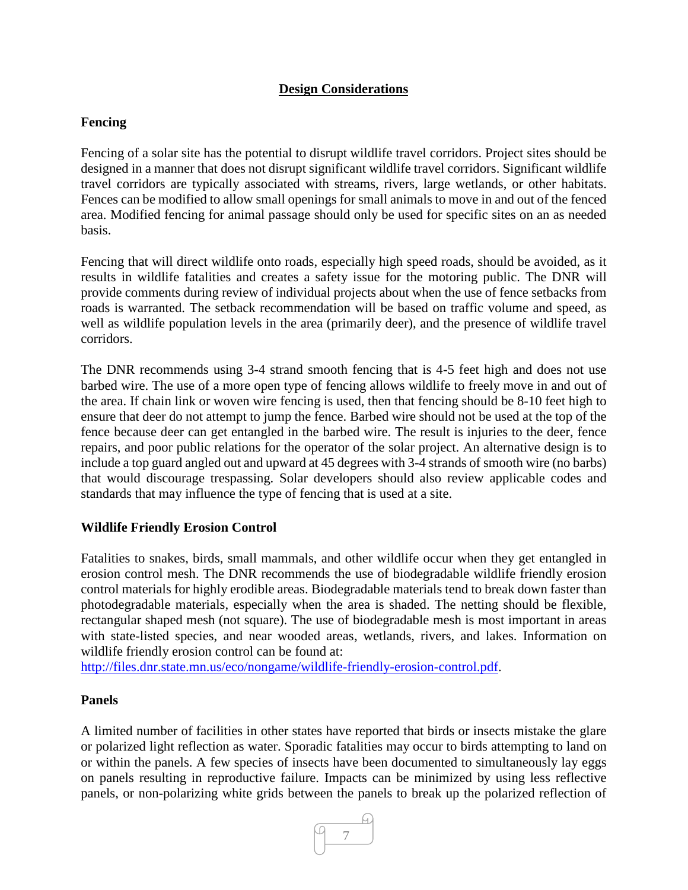## Design Considerations

### Fencing

Fencing of a solar site has the potential to disrupt wildlife travel corridors. Project sites should be designed in a manner that does not disrupt significant wildlife travel corridors. Significant wildlife travel corridors are typically associated with streams, rivers, large wetlands, or other habitats. Fences can be modified to allow small openings for small animals to move in and out of the fenced area. Modified fencing for animal passage should only be used for specific sites on an as needed basis.

Fencing that will direct wildlife onto roads, especially high speed roads, should be avoided, as it results in wildlife fatalities and creates a safety issue for the motoring public. The DNR will provide comments during review of individual projects about when the use of fence setbacks from roads is warranted. The setback recommendation will be based on traffic volume and speed, as well as wildlife population levels in the area (primarily deer), and the presence of wildlife travel corridors.

The DNR recommends using 3-4 strand smooth fencing that is 4-5 feet high and does not use barbed wire. The use of a more open type of fencing allows wildlife to freely move in and out of the area. If chain link or woven wire fencing is used, then that fencing should be 8-10 feet high to ensure that deer do not attempt to jump the fence. Barbed wire should not be used at the top of the fence because deer can get entangled in the barbed wire. The result is injuries to the deer, fence repairs, and poor public relations for the operator of the solar project. An alternative design is to include a top guard angled out and upward at 45 degrees with 3-4 strands of smooth wire (no barbs) that would discourage trespassing. Solar developers should also review applicable codes and standards that may influence the type of fencing that is used at a site.

### Wildlife Friendly Erosion Control

Fatalities to snakes, birds, small mammals, and other wildlife occur when they get entangled in erosion control mesh. The DNR recommends the use of biodegradable wildlife friendly erosion control materials for highly erodible areas. Biodegradable materials tend to break down faster than photodegradable materials, especially when the area is shaded. The netting should be flexible, rectangular shaped mesh (not square). The use of biodegradable mesh is most important in areas with state-listed species, and near wooded areas, wetlands, rivers, and lakes. Information on wildlife friendly erosion control can be found at:
[http://files.dnr.state.mn.us/eco/nongame/wildlife-friendly-erosion-control.pdf](http://files.dnr.state.mn.us/eco/nongame/wildlife-friendly-erosion-control.pdf).

### Panels

A limited number of facilities in other states have reported that birds or insects mistake the glare or polarized light reflection as water. Sporadic fatalities may occur to birds attempting to land on or within the panels. A few species of insects have been documented to simultaneously lay eggs on panels resulting in reproductive failure. Impacts can be minimized by using less reflective panels, or non-polarizing white grids between the panels to break up the polarized reflection of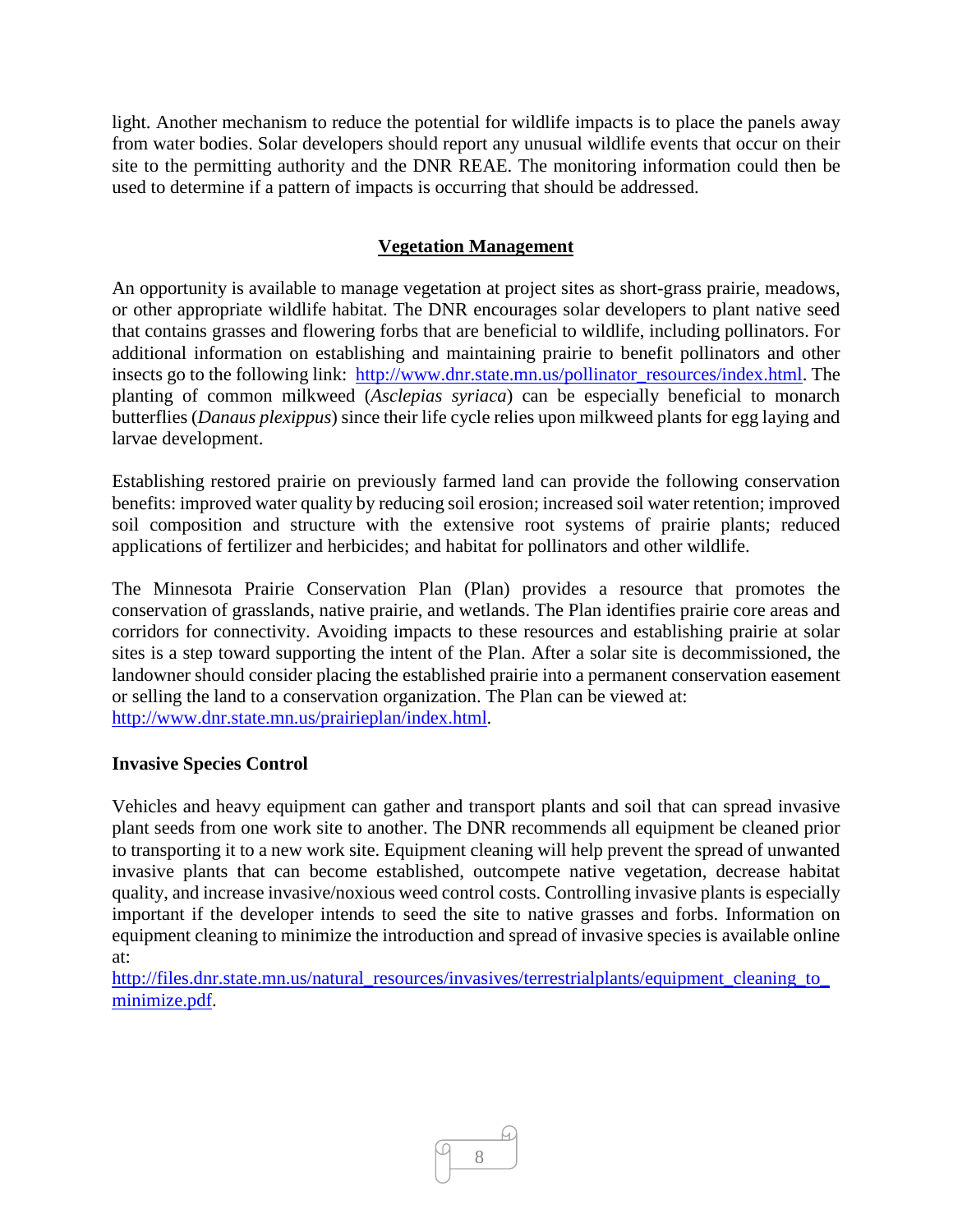light. Another mechanism to reduce the potential for wildlife impacts is to place the panels away from water bodies. Solar developers should report any unusual wildlife events that occur on their site to the permitting authority and the DNR REAE. The monitoring information could then be used to determine if a pattern of impacts is occurring that should be addressed.

## Vegetation Management

An opportunity is available to manage vegetation at project sites as short-grass prairie, meadows, or other appropriate wildlife habitat. The DNR encourages solar developers to plant native seed that contains grasses and flowering forbs that are beneficial to wildlife, including pollinators. For additional information on establishing and maintaining prairie to benefit pollinators and other insects go to the following link: http://www.dnr.state.mn.us/pollinator_resources/index.html. The planting of common milkweed (*Asclepias syriaca*) can be especially beneficial to monarch butterflies (*Danaus plexippus*) since their life cycle relies upon milkweed plants for egg laying and larvae development.

Establishing restored prairie on previously farmed land can provide the following conservation benefits: improved water quality by reducing soil erosion; increased soil water retention; improved soil composition and structure with the extensive root systems of prairie plants; reduced applications of fertilizer and herbicides; and habitat for pollinators and other wildlife.

The Minnesota Prairie Conservation Plan (Plan) provides a resource that promotes the conservation of grasslands, native prairie, and wetlands. The Plan identifies prairie core areas and corridors for connectivity. Avoiding impacts to these resources and establishing prairie at solar sites is a step toward supporting the intent of the Plan. After a solar site is decommissioned, the landowner should consider placing the established prairie into a permanent conservation easement or selling the land to a conservation organization. The Plan can be viewed at: http://www.dnr.state.mn.us/prairieplan/index.html.

### Invasive Species Control

Vehicles and heavy equipment can gather and transport plants and soil that can spread invasive plant seeds from one work site to another. The DNR recommends all equipment be cleaned prior to transporting it to a new work site. Equipment cleaning will help prevent the spread of unwanted invasive plants that can become established, outcompete native vegetation, decrease habitat quality, and increase invasive/noxious weed control costs. Controlling invasive plants is especially important if the developer intends to seed the site to native grasses and forbs. Information on equipment cleaning to minimize the introduction and spread of invasive species is available online at:
http://files.dnr.state.mn.us/natural_resources/invasives/terrestrialplants/equipment_cleaning_to_minimize.pdf.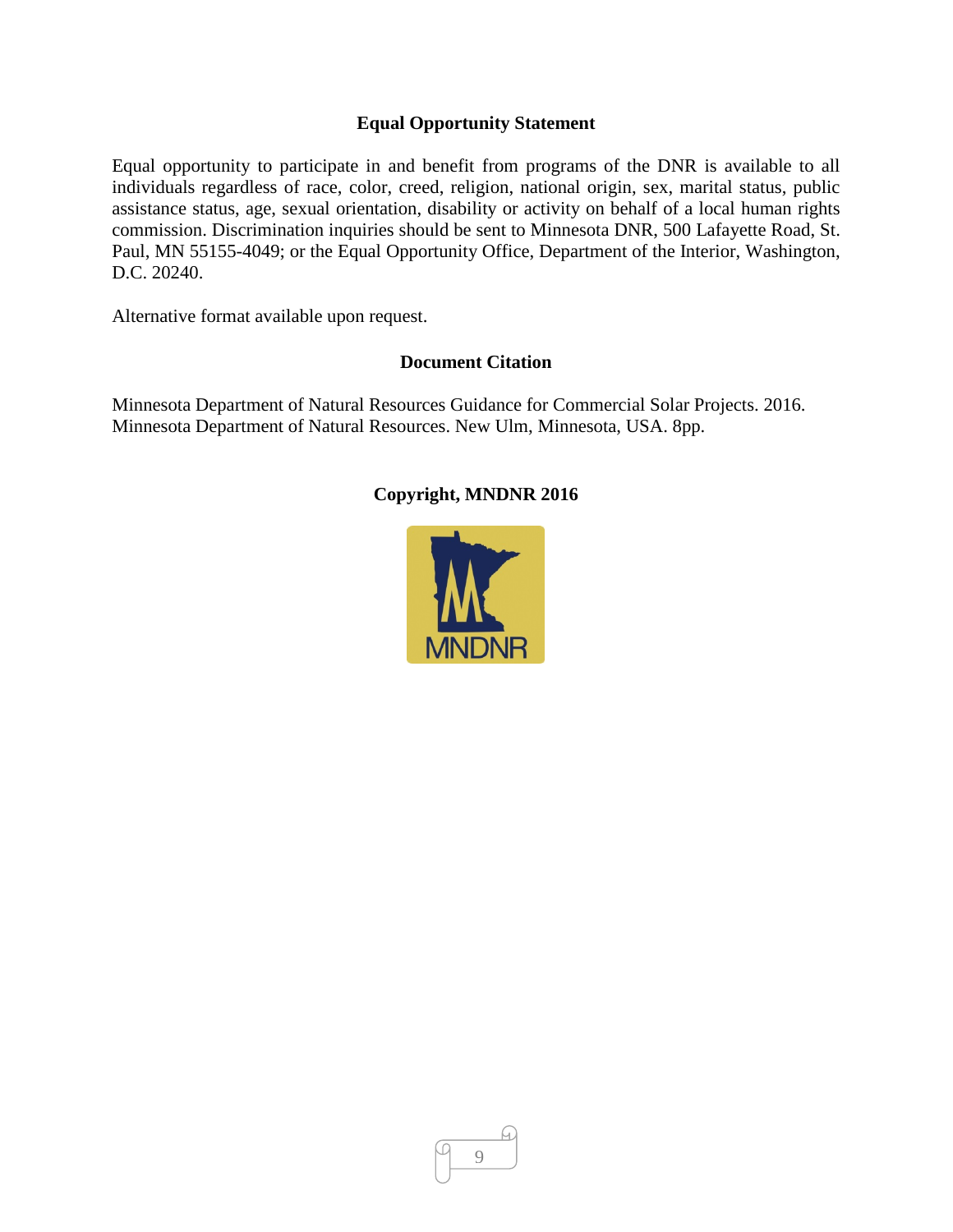### Equal Opportunity Statement

Equal opportunity to participate in and benefit from programs of the DNR is available to all individuals regardless of race, color, creed, religion, national origin, sex, marital status, public assistance status, age, sexual orientation, disability or activity on behalf of a local human rights commission. Discrimination inquiries should be sent to Minnesota DNR, 500 Lafayette Road, St. Paul, MN 55155-4049; or the Equal Opportunity Office, Department of the Interior, Washington, D.C. 20240.

Alternative format available upon request.

### Document Citation

Minnesota Department of Natural Resources Guidance for Commercial Solar Projects. 2016. Minnesota Department of Natural Resources. New Ulm, Minnesota, USA. 8pp.

**Copyright, MNDNR 2016**